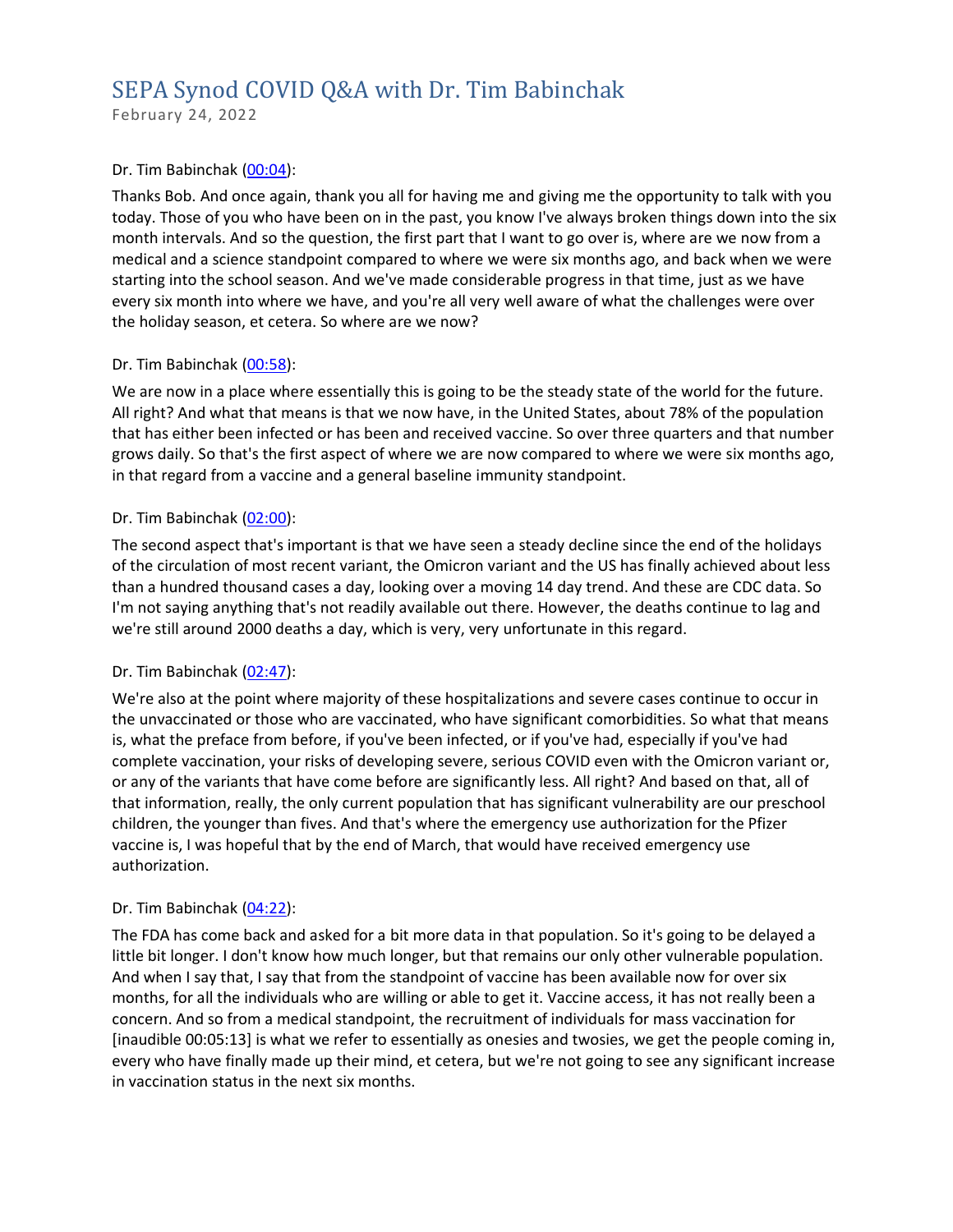# SEPA Synod COVID Q&A with Dr. Tim Babinchak

February 24, 2022

Dr. Tim Babinchak ([00:04](#)):

Thanks Bob. And once again, thank you all for having me and giving me the opportunity to talk with you today. Those of you who have been on in the past, you know I've always broken things down into the six month intervals. And so the question, the first part that I want to go over is, where are we now from a medical and a science standpoint compared to where we were six months ago, and back when we were starting into the school season. And we've made considerable progress in that time, just as we have every six month into where we have, and you're all very well aware of what the challenges were over the holiday season, et cetera. So where are we now?

Dr. Tim Babinchak ([00:58](#)):

We are now in a place where essentially this is going to be the steady state of the world for the future. All right? And what that means is that we now have, in the United States, about 78% of the population that has either been infected or has been and received vaccine. So over three quarters and that number grows daily. So that's the first aspect of where we are now compared to where we were six months ago, in that regard from a vaccine and a general baseline immunity standpoint.

Dr. Tim Babinchak ([02:00](#)):

The second aspect that's important is that we have seen a steady decline since the end of the holidays of the circulation of most recent variant, the Omicron variant and the US has finally achieved about less than a hundred thousand cases a day, looking over a moving 14 day trend. And these are CDC data. So I'm not saying anything that's not readily available out there. However, the deaths continue to lag and we're still around 2000 deaths a day, which is very, very unfortunate in this regard.

Dr. Tim Babinchak ([02:47](#)):

We're also at the point where majority of these hospitalizations and severe cases continue to occur in the unvaccinated or those who are vaccinated, who have significant comorbidities. So what that means is, what the preface from before, if you've been infected, or if you've had, especially if you've had complete vaccination, your risks of developing severe, serious COVID even with the Omicron variant or, or any of the variants that have come before are significantly less. All right? And based on that, all of that information, really, the only current population that has significant vulnerability are our preschool children, the younger than fives. And that's where the emergency use authorization for the Pfizer vaccine is, I was hopeful that by the end of March, that would have received emergency use authorization.

Dr. Tim Babinchak ([04:22](#)):

The FDA has come back and asked for a bit more data in that population. So it's going to be delayed a little bit longer. I don't know how much longer, but that remains our only other vulnerable population. And when I say that, I say that from the standpoint of vaccine has been available now for over six months, for all the individuals who are willing or able to get it. Vaccine access, it has not really been a concern. And so from a medical standpoint, the recruitment of individuals for mass vaccination for [inaudible 00:05:13] is what we refer to essentially as onesies and twosies, we get the people coming in, every who have finally made up their mind, et cetera, but we're not going to see any significant increase in vaccination status in the next six months.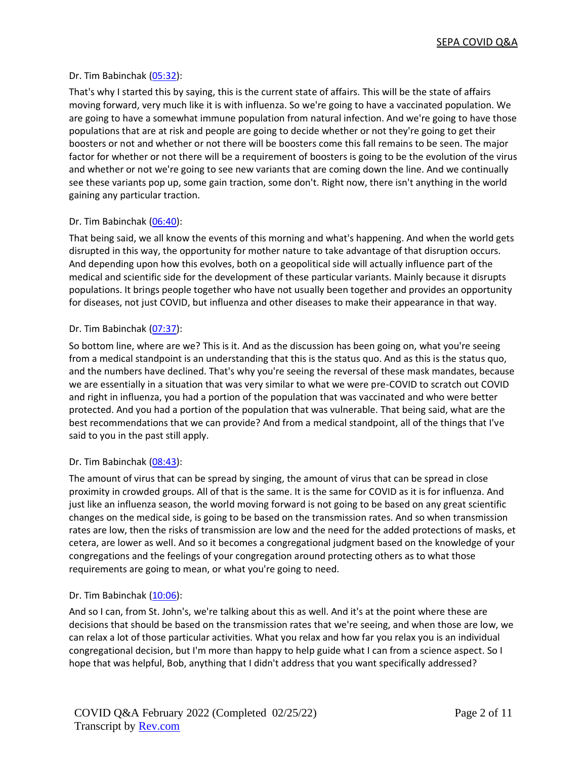Dr. Tim Babinchak ([05:32](#)):

That's why I started this by saying, this is the current state of affairs. This will be the state of affairs moving forward, very much like it is with influenza. So we're going to have a vaccinated population. We are going to have a somewhat immune population from natural infection. And we're going to have those populations that are at risk and people are going to decide whether or not they're going to get their boosters or not and whether or not there will be boosters come this fall remains to be seen. The major factor for whether or not there will be a requirement of boosters is going to be the evolution of the virus and whether or not we're going to see new variants that are coming down the line. And we continually see these variants pop up, some gain traction, some don't. Right now, there isn't anything in the world gaining any particular traction.

Dr. Tim Babinchak ([06:40](#)):

That being said, we all know the events of this morning and what's happening. And when the world gets disrupted in this way, the opportunity for mother nature to take advantage of that disruption occurs. And depending upon how this evolves, both on a geopolitical side will actually influence part of the medical and scientific side for the development of these particular variants. Mainly because it disrupts populations. It brings people together who have not usually been together and provides an opportunity for diseases, not just COVID, but influenza and other diseases to make their appearance in that way.

Dr. Tim Babinchak ([07:37](#)):

So bottom line, where are we? This is it. And as the discussion has been going on, what you're seeing from a medical standpoint is an understanding that this is the status quo. And as this is the status quo, and the numbers have declined. That's why you're seeing the reversal of these mask mandates, because we are essentially in a situation that was very similar to what we were pre-COVID to scratch out COVID and right in influenza, you had a portion of the population that was vaccinated and who were better protected. And you had a portion of the population that was vulnerable. That being said, what are the best recommendations that we can provide? And from a medical standpoint, all of the things that I've said to you in the past still apply.

Dr. Tim Babinchak ([08:43](#)):

The amount of virus that can be spread by singing, the amount of virus that can be spread in close proximity in crowded groups. All of that is the same. It is the same for COVID as it is for influenza. And just like an influenza season, the world moving forward is not going to be based on any great scientific changes on the medical side, is going to be based on the transmission rates. And so when transmission rates are low, then the risks of transmission are low and the need for the added protections of masks, et cetera, are lower as well. And so it becomes a congregational judgment based on the knowledge of your congregations and the feelings of your congregation around protecting others as to what those requirements are going to mean, or what you're going to need.

Dr. Tim Babinchak ([10:06](#)):

And so I can, from St. John's, we're talking about this as well. And it's at the point where these are decisions that should be based on the transmission rates that we're seeing, and when those are low, we can relax a lot of those particular activities. What you relax and how far you relax you is an individual congregational decision, but I'm more than happy to help guide what I can from a science aspect. So I hope that was helpful, Bob, anything that I didn't address that you want specifically addressed?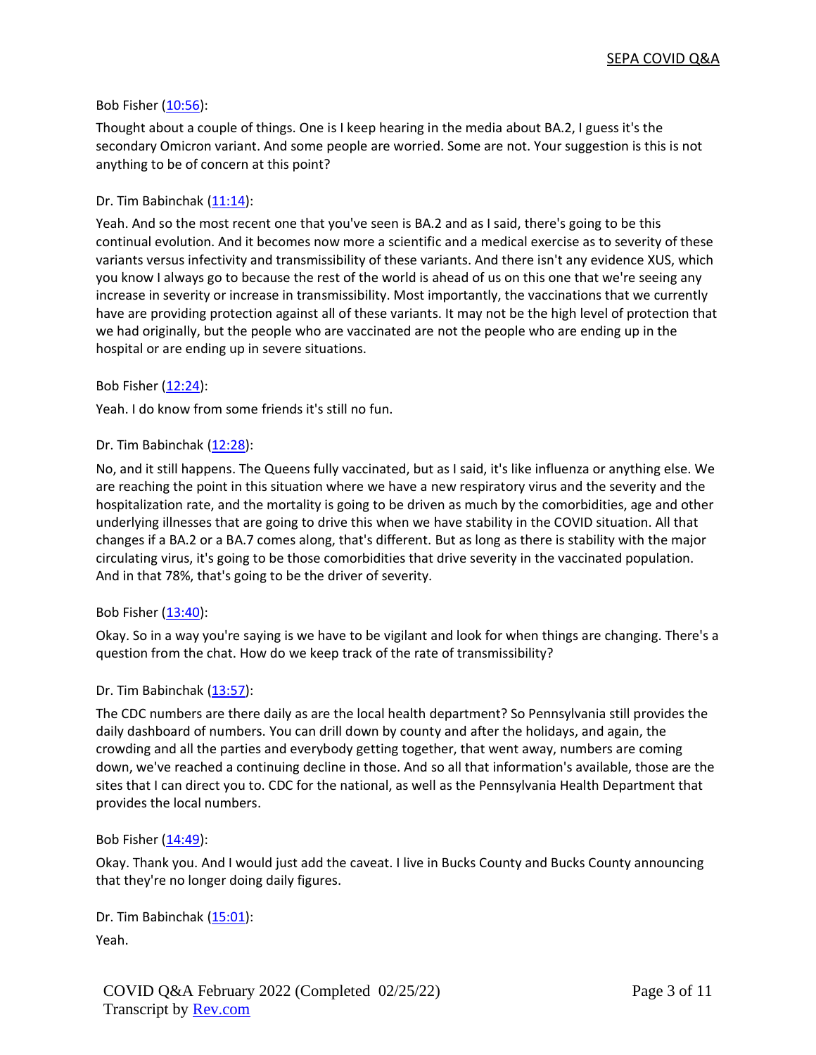Bob Fisher ([10:56](#)):

Thought about a couple of things. One is I keep hearing in the media about BA.2, I guess it's the secondary Omicron variant. And some people are worried. Some are not. Your suggestion is this is not anything to be of concern at this point?

Dr. Tim Babinchak ([11:14](#)):

Yeah. And so the most recent one that you've seen is BA.2 and as I said, there's going to be this continual evolution. And it becomes now more a scientific and a medical exercise as to severity of these variants versus infectivity and transmissibility of these variants. And there isn't any evidence XUS, which you know I always go to because the rest of the world is ahead of us on this one that we're seeing any increase in severity or increase in transmissibility. Most importantly, the vaccinations that we currently have are providing protection against all of these variants. It may not be the high level of protection that we had originally, but the people who are vaccinated are not the people who are ending up in the hospital or are ending up in severe situations.

Bob Fisher ([12:24](#)):

Yeah. I do know from some friends it's still no fun.

Dr. Tim Babinchak ([12:28](#)):

No, and it still happens. The Queens fully vaccinated, but as I said, it's like influenza or anything else. We are reaching the point in this situation where we have a new respiratory virus and the severity and the hospitalization rate, and the mortality is going to be driven as much by the comorbidities, age and other underlying illnesses that are going to drive this when we have stability in the COVID situation. All that changes if a BA.2 or a BA.7 comes along, that's different. But as long as there is stability with the major circulating virus, it's going to be those comorbidities that drive severity in the vaccinated population. And in that 78%, that's going to be the driver of severity.

Bob Fisher ([13:40](#)):

Okay. So in a way you're saying is we have to be vigilant and look for when things are changing. There's a question from the chat. How do we keep track of the rate of transmissibility?

Dr. Tim Babinchak ([13:57](#)):

The CDC numbers are there daily as are the local health department? So Pennsylvania still provides the daily dashboard of numbers. You can drill down by county and after the holidays, and again, the crowding and all the parties and everybody getting together, that went away, numbers are coming down, we've reached a continuing decline in those. And so all that information's available, those are the sites that I can direct you to. CDC for the national, as well as the Pennsylvania Health Department that provides the local numbers.

Bob Fisher ([14:49](#)):

Okay. Thank you. And I would just add the caveat. I live in Bucks County and Bucks County announcing that they're no longer doing daily figures.

Dr. Tim Babinchak ([15:01](#)):

Yeah.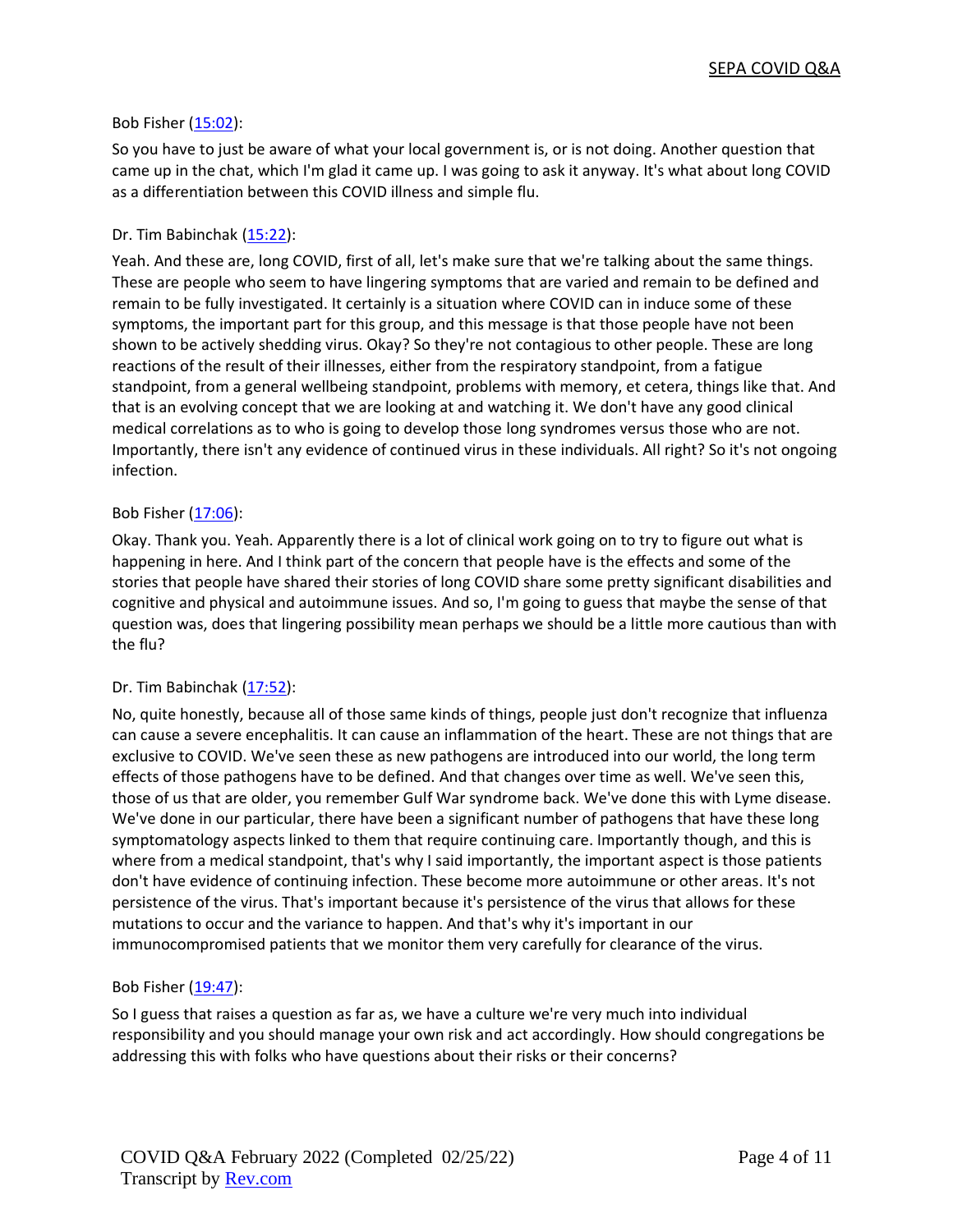Bob Fisher ([15:02]):

So you have to just be aware of what your local government is, or is not doing. Another question that came up in the chat, which I'm glad it came up. I was going to ask it anyway. It's what about long COVID as a differentiation between this COVID illness and simple flu.

Dr. Tim Babinchak ([15:22]):

Yeah. And these are, long COVID, first of all, let's make sure that we're talking about the same things. These are people who seem to have lingering symptoms that are varied and remain to be defined and remain to be fully investigated. It certainly is a situation where COVID can in induce some of these symptoms, the important part for this group, and this message is that those people have not been shown to be actively shedding virus. Okay? So they're not contagious to other people. These are long reactions of the result of their illnesses, either from the respiratory standpoint, from a fatigue standpoint, from a general wellbeing standpoint, problems with memory, et cetera, things like that. And that is an evolving concept that we are looking at and watching it. We don't have any good clinical medical correlations as to who is going to develop those long syndromes versus those who are not. Importantly, there isn't any evidence of continued virus in these individuals. All right? So it's not ongoing infection.

Bob Fisher ([17:06]):

Okay. Thank you. Yeah. Apparently there is a lot of clinical work going on to try to figure out what is happening in here. And I think part of the concern that people have is the effects and some of the stories that people have shared their stories of long COVID share some pretty significant disabilities and cognitive and physical and autoimmune issues. And so, I'm going to guess that maybe the sense of that question was, does that lingering possibility mean perhaps we should be a little more cautious than with the flu?

Dr. Tim Babinchak ([17:52]):

No, quite honestly, because all of those same kinds of things, people just don't recognize that influenza can cause a severe encephalitis. It can cause an inflammation of the heart. These are not things that are exclusive to COVID. We've seen these as new pathogens are introduced into our world, the long term effects of those pathogens have to be defined. And that changes over time as well. We've seen this, those of us that are older, you remember Gulf War syndrome back. We've done this with Lyme disease. We've done in our particular, there have been a significant number of pathogens that have these long symptomatology aspects linked to them that require continuing care. Importantly though, and this is where from a medical standpoint, that's why I said importantly, the important aspect is those patients don't have evidence of continuing infection. These become more autoimmune or other areas. It's not persistence of the virus. That's important because it's persistence of the virus that allows for these mutations to occur and the variance to happen. And that's why it's important in our immunocompromised patients that we monitor them very carefully for clearance of the virus.

Bob Fisher ([19:47]):

So I guess that raises a question as far as, we have a culture we're very much into individual responsibility and you should manage your own risk and act accordingly. How should congregations be addressing this with folks who have questions about their risks or their concerns?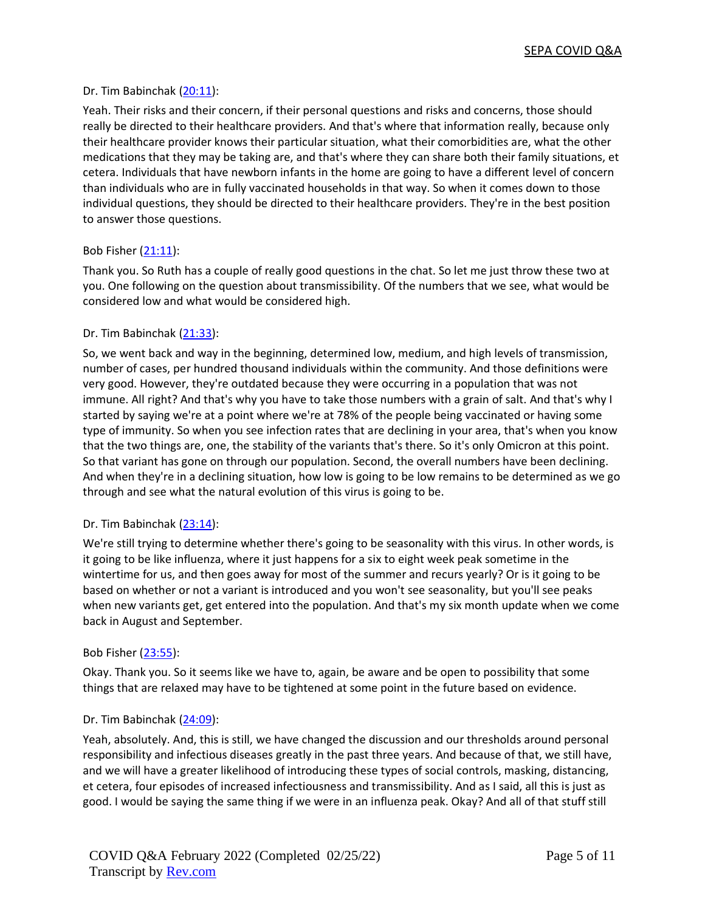Dr. Tim Babinchak ([20:11](https://www.rev.com/transcript-editor/Edit?token=&loc=nextsteps&utm_source=transcriptsent)):

Yeah. Their risks and their concern, if their personal questions and risks and concerns, those should really be directed to their healthcare providers. And that's where that information really, because only their healthcare provider knows their particular situation, what their comorbidities are, what the other medications that they may be taking are, and that's where they can share both their family situations, et cetera. Individuals that have newborn infants in the home are going to have a different level of concern than individuals who are in fully vaccinated households in that way. So when it comes down to those individual questions, they should be directed to their healthcare providers. They're in the best position to answer those questions.

Bob Fisher ([21:11](https://www.rev.com/transcript-editor/Edit?token=&loc=nextsteps&utm_source=transcriptsent)):

Thank you. So Ruth has a couple of really good questions in the chat. So let me just throw these two at you. One following on the question about transmissibility. Of the numbers that we see, what would be considered low and what would be considered high.

Dr. Tim Babinchak ([21:33](https://www.rev.com/transcript-editor/Edit?token=&loc=nextsteps&utm_source=transcriptsent)):

So, we went back and way in the beginning, determined low, medium, and high levels of transmission, number of cases, per hundred thousand individuals within the community. And those definitions were very good. However, they're outdated because they were occurring in a population that was not immune. All right? And that's why you have to take those numbers with a grain of salt. And that's why I started by saying we're at a point where we're at 78% of the people being vaccinated or having some type of immunity. So when you see infection rates that are declining in your area, that's when you know that the two things are, one, the stability of the variants that's there. So it's only Omicron at this point. So that variant has gone on through our population. Second, the overall numbers have been declining. And when they're in a declining situation, how low is going to be low remains to be determined as we go through and see what the natural evolution of this virus is going to be.

Dr. Tim Babinchak ([23:14](https://www.rev.com/transcript-editor/Edit?token=&loc=nextsteps&utm_source=transcriptsent)):

We're still trying to determine whether there's going to be seasonality with this virus. In other words, is it going to be like influenza, where it just happens for a six to eight week peak sometime in the wintertime for us, and then goes away for most of the summer and recurs yearly? Or is it going to be based on whether or not a variant is introduced and you won't see seasonality, but you'll see peaks when new variants get, get entered into the population. And that's my six month update when we come back in August and September.

Bob Fisher ([23:55](https://www.rev.com/transcript-editor/Edit?token=&loc=nextsteps&utm_source=transcriptsent)):

Okay. Thank you. So it seems like we have to, again, be aware and be open to possibility that some things that are relaxed may have to be tightened at some point in the future based on evidence.

Dr. Tim Babinchak ([24:09](https://www.rev.com/transcript-editor/Edit?token=&loc=nextsteps&utm_source=transcriptsent)):

Yeah, absolutely. And, this is still, we have changed the discussion and our thresholds around personal responsibility and infectious diseases greatly in the past three years. And because of that, we still have, and we will have a greater likelihood of introducing these types of social controls, masking, distancing, et cetera, four episodes of increased infectiousness and transmissibility. And as I said, all this is just as good. I would be saying the same thing if we were in an influenza peak. Okay? And all of that stuff still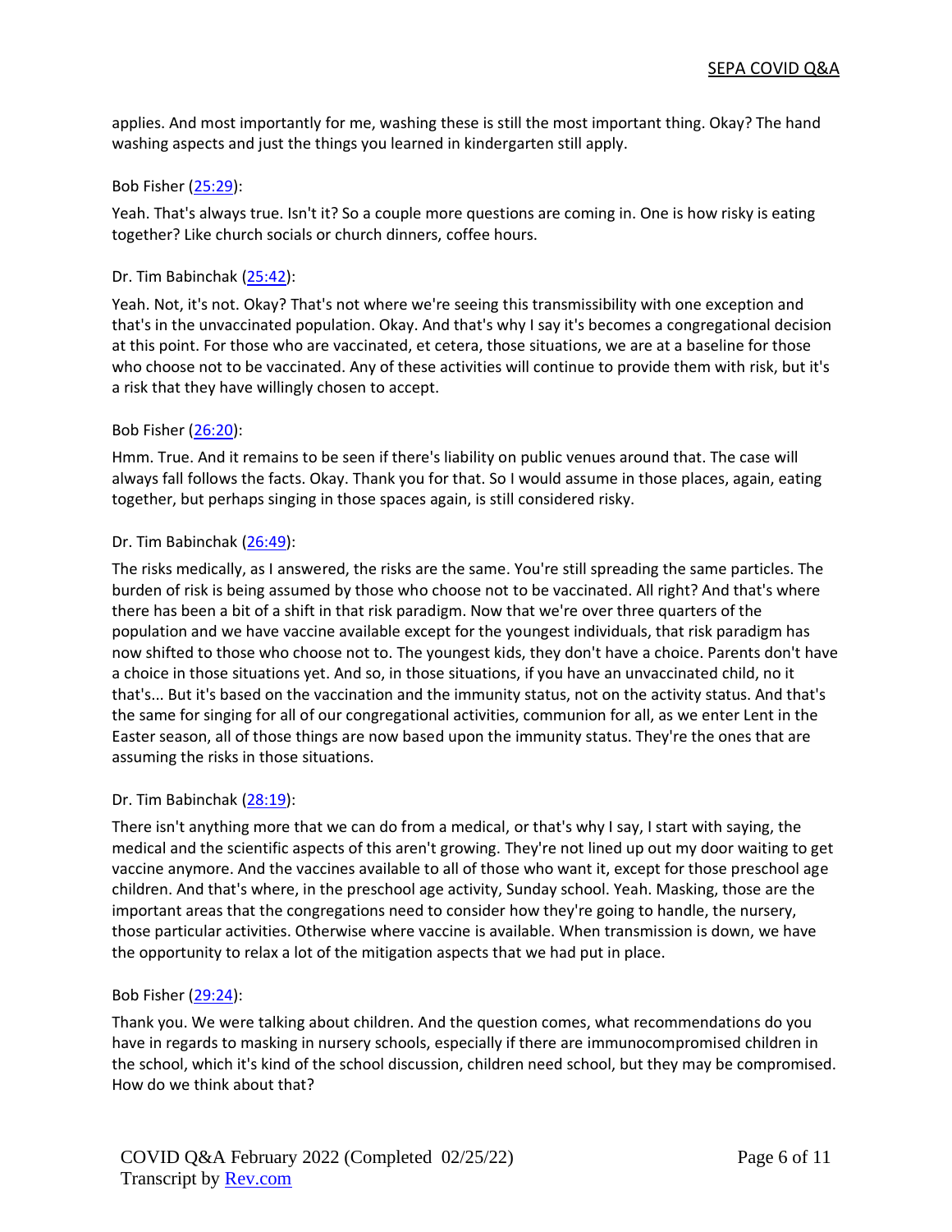applies. And most importantly for me, washing these is still the most important thing. Okay? The hand washing aspects and just the things you learned in kindergarten still apply.

Bob Fisher ([25:29](#)):

Yeah. That's always true. Isn't it? So a couple more questions are coming in. One is how risky is eating together? Like church socials or church dinners, coffee hours.

Dr. Tim Babinchak ([25:42](#)):

Yeah. Not, it's not. Okay? That's not where we're seeing this transmissibility with one exception and that's in the unvaccinated population. Okay. And that's why I say it's becomes a congregational decision at this point. For those who are vaccinated, et cetera, those situations, we are at a baseline for those who choose not to be vaccinated. Any of these activities will continue to provide them with risk, but it's a risk that they have willingly chosen to accept.

Bob Fisher ([26:20](#)):

Hmm. True. And it remains to be seen if there's liability on public venues around that. The case will always fall follows the facts. Okay. Thank you for that. So I would assume in those places, again, eating together, but perhaps singing in those spaces again, is still considered risky.

Dr. Tim Babinchak ([26:49](#)):

The risks medically, as I answered, the risks are the same. You're still spreading the same particles. The burden of risk is being assumed by those who choose not to be vaccinated. All right? And that's where there has been a bit of a shift in that risk paradigm. Now that we're over three quarters of the population and we have vaccine available except for the youngest individuals, that risk paradigm has now shifted to those who choose not to. The youngest kids, they don't have a choice. Parents don't have a choice in those situations yet. And so, in those situations, if you have an unvaccinated child, no it that's... But it's based on the vaccination and the immunity status, not on the activity status. And that's the same for singing for all of our congregational activities, communion for all, as we enter Lent in the Easter season, all of those things are now based upon the immunity status. They're the ones that are assuming the risks in those situations.

Dr. Tim Babinchak ([28:19](#)):

There isn't anything more that we can do from a medical, or that's why I say, I start with saying, the medical and the scientific aspects of this aren't growing. They're not lined up out my door waiting to get vaccine anymore. And the vaccines available to all of those who want it, except for those preschool age children. And that's where, in the preschool age activity, Sunday school. Yeah. Masking, those are the important areas that the congregations need to consider how they're going to handle, the nursery, those particular activities. Otherwise where vaccine is available. When transmission is down, we have the opportunity to relax a lot of the mitigation aspects that we had put in place.

Bob Fisher ([29:24](#)):

Thank you. We were talking about children. And the question comes, what recommendations do you have in regards to masking in nursery schools, especially if there are immunocompromised children in the school, which it's kind of the school discussion, children need school, but they may be compromised. How do we think about that?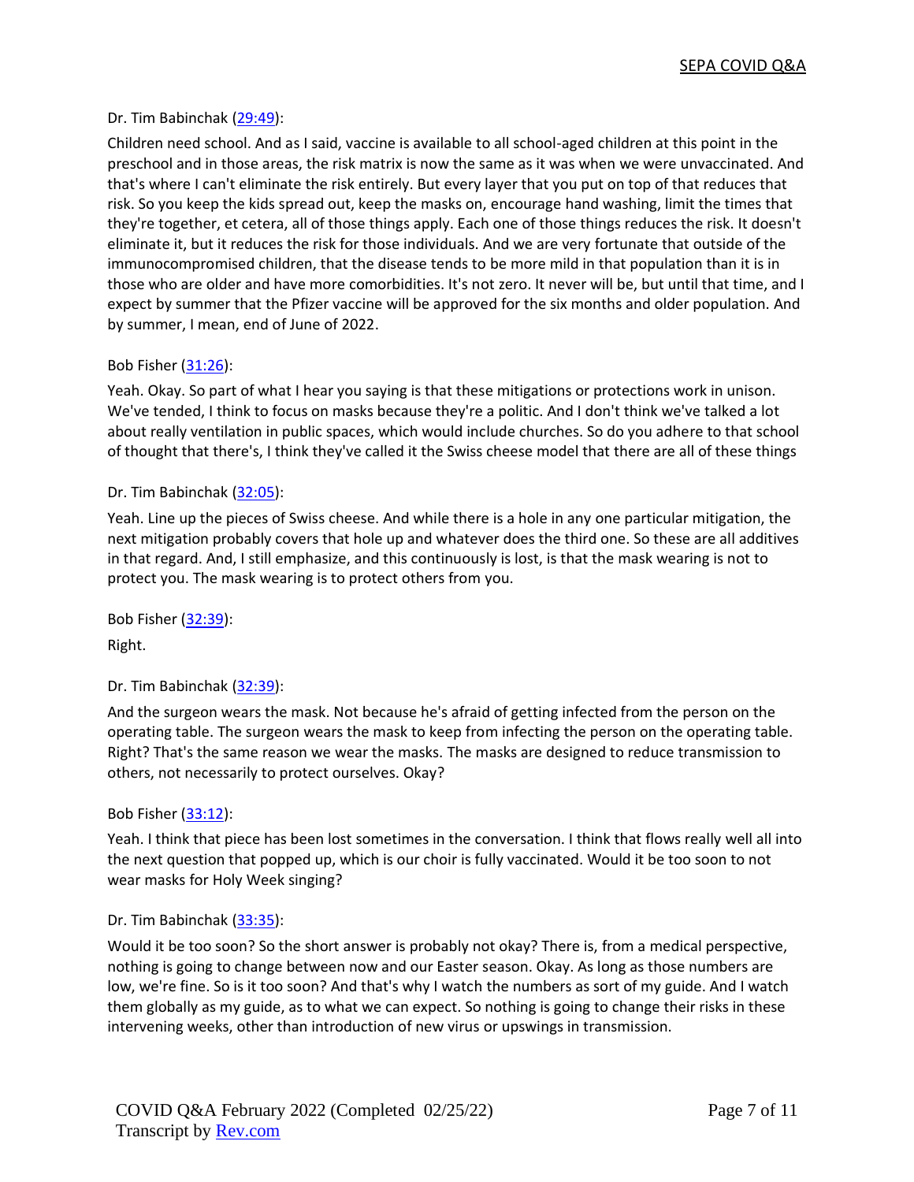Dr. Tim Babinchak ([29:49](#)):

Children need school. And as I said, vaccine is available to all school-aged children at this point in the preschool and in those areas, the risk matrix is now the same as it was when we were unvaccinated. And that's where I can't eliminate the risk entirely. But every layer that you put on top of that reduces that risk. So you keep the kids spread out, keep the masks on, encourage hand washing, limit the times that they're together, et cetera, all of those things apply. Each one of those things reduces the risk. It doesn't eliminate it, but it reduces the risk for those individuals. And we are very fortunate that outside of the immunocompromised children, that the disease tends to be more mild in that population than it is in those who are older and have more comorbidities. It's not zero. It never will be, but until that time, and I expect by summer that the Pfizer vaccine will be approved for the six months and older population. And by summer, I mean, end of June of 2022.

Bob Fisher ([31:26](#)):

Yeah. Okay. So part of what I hear you saying is that these mitigations or protections work in unison. We've tended, I think to focus on masks because they're a politic. And I don't think we've talked a lot about really ventilation in public spaces, which would include churches. So do you adhere to that school of thought that there's, I think they've called it the Swiss cheese model that there are all of these things

Dr. Tim Babinchak ([32:05](#)):

Yeah. Line up the pieces of Swiss cheese. And while there is a hole in any one particular mitigation, the next mitigation probably covers that hole up and whatever does the third one. So these are all additives in that regard. And, I still emphasize, and this continuously is lost, is that the mask wearing is not to protect you. The mask wearing is to protect others from you.

Bob Fisher ([32:39](#)):

Right.

Dr. Tim Babinchak ([32:39](#)):

And the surgeon wears the mask. Not because he's afraid of getting infected from the person on the operating table. The surgeon wears the mask to keep from infecting the person on the operating table. Right? That's the same reason we wear the masks. The masks are designed to reduce transmission to others, not necessarily to protect ourselves. Okay?

Bob Fisher ([33:12](#)):

Yeah. I think that piece has been lost sometimes in the conversation. I think that flows really well all into the next question that popped up, which is our choir is fully vaccinated. Would it be too soon to not wear masks for Holy Week singing?

Dr. Tim Babinchak ([33:35](#)):

Would it be too soon? So the short answer is probably not okay? There is, from a medical perspective, nothing is going to change between now and our Easter season. Okay. As long as those numbers are low, we're fine. So is it too soon? And that's why I watch the numbers as sort of my guide. And I watch them globally as my guide, as to what we can expect. So nothing is going to change their risks in these intervening weeks, other than introduction of new virus or upswings in transmission.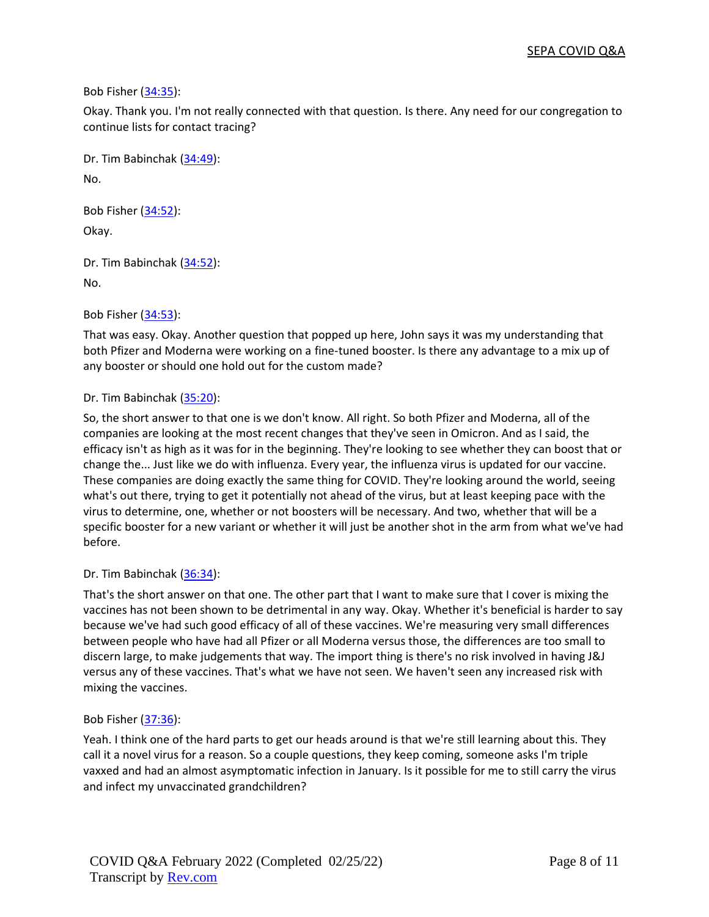Bob Fisher ([34:35](#)):

Okay. Thank you. I'm not really connected with that question. Is there. Any need for our congregation to continue lists for contact tracing?

Dr. Tim Babinchak ([34:49](#)):

No.

Bob Fisher ([34:52](#)):

Okay.

Dr. Tim Babinchak ([34:52](#)):

No.

Bob Fisher ([34:53](#)):

That was easy. Okay. Another question that popped up here, John says it was my understanding that both Pfizer and Moderna were working on a fine-tuned booster. Is there any advantage to a mix up of any booster or should one hold out for the custom made?

Dr. Tim Babinchak ([35:20](#)):

So, the short answer to that one is we don't know. All right. So both Pfizer and Moderna, all of the companies are looking at the most recent changes that they've seen in Omicron. And as I said, the efficacy isn't as high as it was for in the beginning. They're looking to see whether they can boost that or change the... Just like we do with influenza. Every year, the influenza virus is updated for our vaccine. These companies are doing exactly the same thing for COVID. They're looking around the world, seeing what's out there, trying to get it potentially not ahead of the virus, but at least keeping pace with the virus to determine, one, whether or not boosters will be necessary. And two, whether that will be a specific booster for a new variant or whether it will just be another shot in the arm from what we've had before.

Dr. Tim Babinchak ([36:34](#)):

That's the short answer on that one. The other part that I want to make sure that I cover is mixing the vaccines has not been shown to be detrimental in any way. Okay. Whether it's beneficial is harder to say because we've had such good efficacy of all of these vaccines. We're measuring very small differences between people who have had all Pfizer or all Moderna versus those, the differences are too small to discern large, to make judgements that way. The import thing is there's no risk involved in having J&J versus any of these vaccines. That's what we have not seen. We haven't seen any increased risk with mixing the vaccines.

Bob Fisher ([37:36](#)):

Yeah. I think one of the hard parts to get our heads around is that we're still learning about this. They call it a novel virus for a reason. So a couple questions, they keep coming, someone asks I'm triple vaxxed and had an almost asymptomatic infection in January. Is it possible for me to still carry the virus and infect my unvaccinated grandchildren?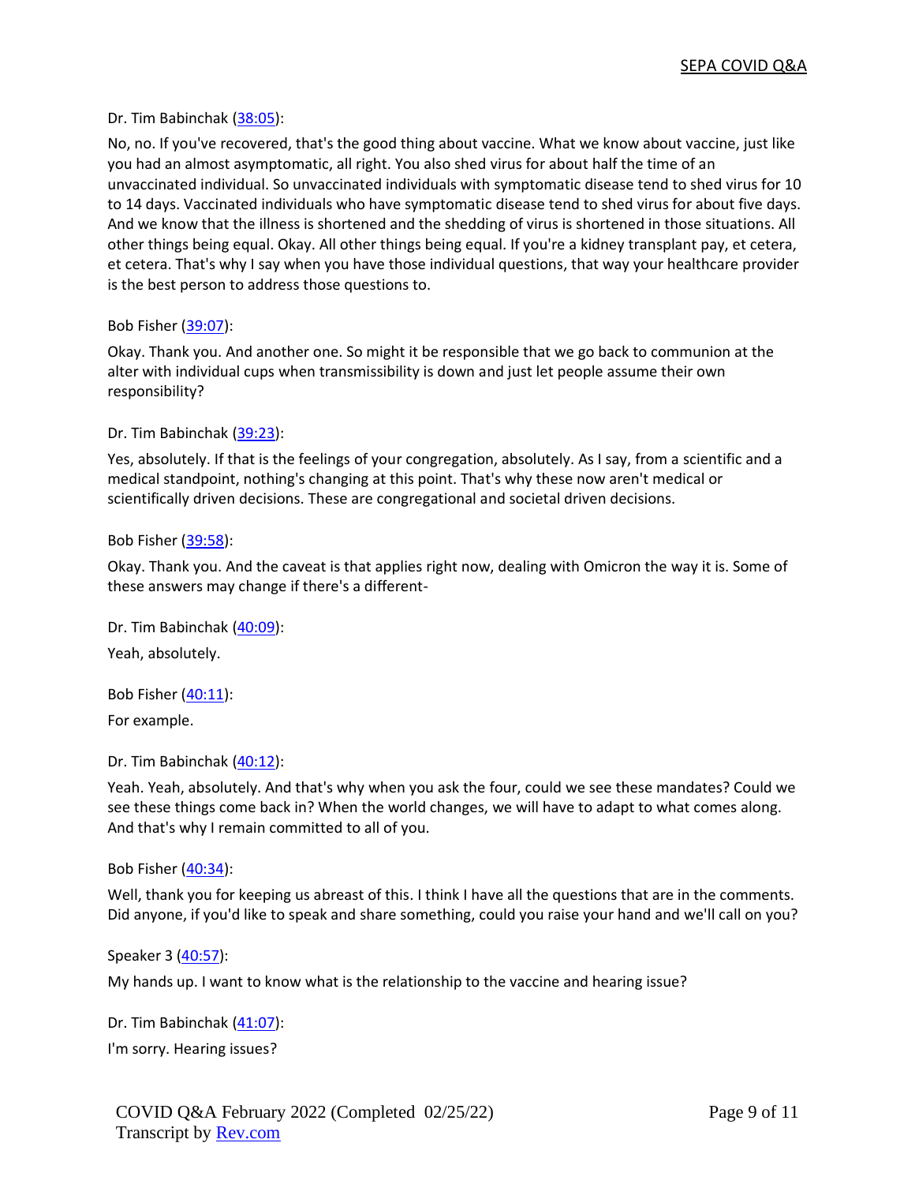Dr. Tim Babinchak ([38:05](#)):

No, no. If you've recovered, that's the good thing about vaccine. What we know about vaccine, just like you had an almost asymptomatic, all right. You also shed virus for about half the time of an unvaccinated individual. So unvaccinated individuals with symptomatic disease tend to shed virus for 10 to 14 days. Vaccinated individuals who have symptomatic disease tend to shed virus for about five days. And we know that the illness is shortened and the shedding of virus is shortened in those situations. All other things being equal. Okay. All other things being equal. If you're a kidney transplant pay, et cetera, et cetera. That's why I say when you have those individual questions, that way your healthcare provider is the best person to address those questions to.

Bob Fisher ([39:07](#)):

Okay. Thank you. And another one. So might it be responsible that we go back to communion at the alter with individual cups when transmissibility is down and just let people assume their own responsibility?

Dr. Tim Babinchak ([39:23](#)):

Yes, absolutely. If that is the feelings of your congregation, absolutely. As I say, from a scientific and a medical standpoint, nothing's changing at this point. That's why these now aren't medical or scientifically driven decisions. These are congregational and societal driven decisions.

Bob Fisher ([39:58](#)):

Okay. Thank you. And the caveat is that applies right now, dealing with Omicron the way it is. Some of these answers may change if there's a different-

Dr. Tim Babinchak ([40:09](#)):

Yeah, absolutely.

Bob Fisher ([40:11](#)):

For example.

Dr. Tim Babinchak ([40:12](#)):

Yeah. Yeah, absolutely. And that's why when you ask the four, could we see these mandates? Could we see these things come back in? When the world changes, we will have to adapt to what comes along. And that's why I remain committed to all of you.

Bob Fisher ([40:34](#)):

Well, thank you for keeping us abreast of this. I think I have all the questions that are in the comments. Did anyone, if you'd like to speak and share something, could you raise your hand and we'll call on you?

Speaker 3 ([40:57](#)):

My hands up. I want to know what is the relationship to the vaccine and hearing issue?

Dr. Tim Babinchak ([41:07](#)):

I'm sorry. Hearing issues?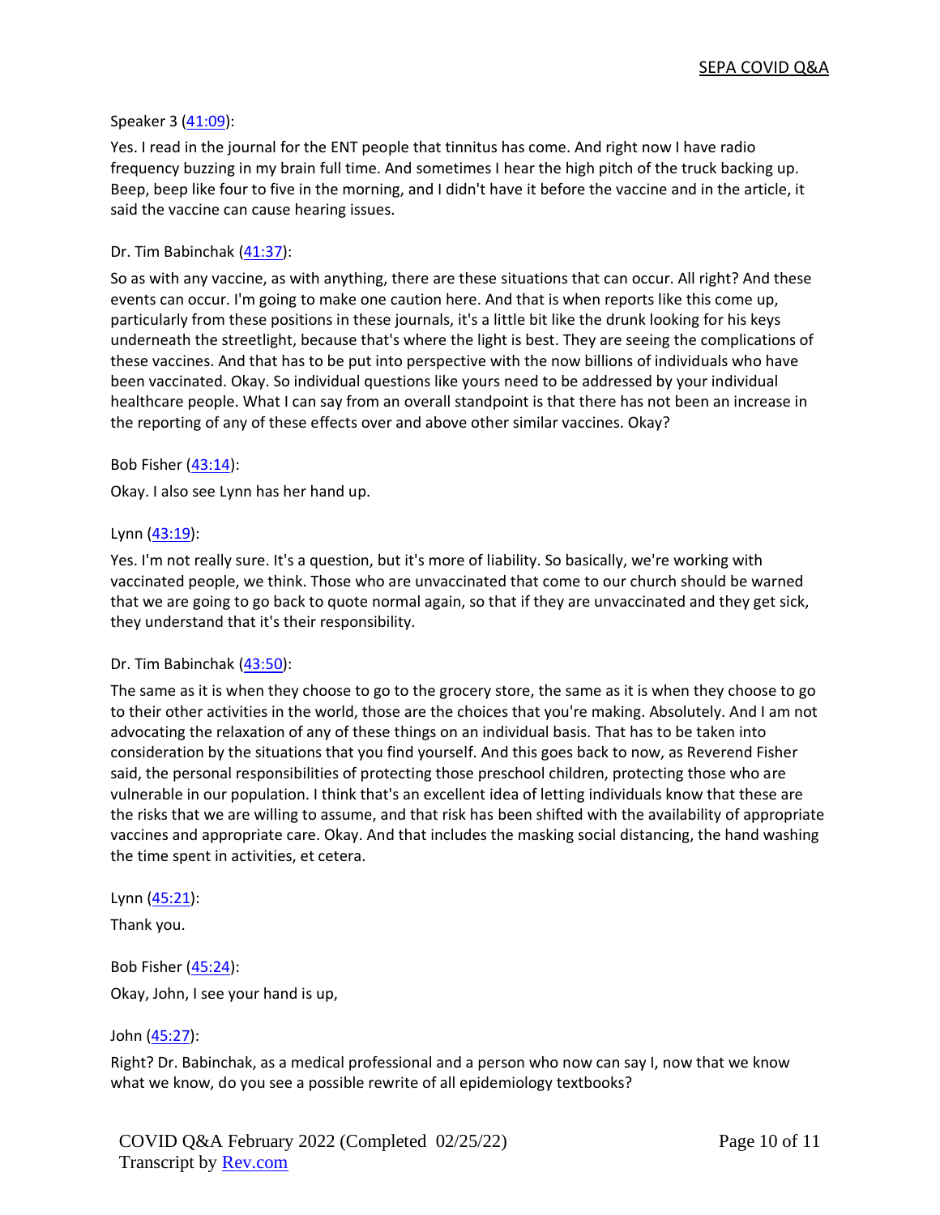Speaker 3 ([41:09](#)):

Yes. I read in the journal for the ENT people that tinnitus has come. And right now I have radio frequency buzzing in my brain full time. And sometimes I hear the high pitch of the truck backing up. Beep, beep like four to five in the morning, and I didn't have it before the vaccine and in the article, it said the vaccine can cause hearing issues.

Dr. Tim Babinchak ([41:37](#)):

So as with any vaccine, as with anything, there are these situations that can occur. All right? And these events can occur. I'm going to make one caution here. And that is when reports like this come up, particularly from these positions in these journals, it's a little bit like the drunk looking for his keys underneath the streetlight, because that's where the light is best. They are seeing the complications of these vaccines. And that has to be put into perspective with the now billions of individuals who have been vaccinated. Okay. So individual questions like yours need to be addressed by your individual healthcare people. What I can say from an overall standpoint is that there has not been an increase in the reporting of any of these effects over and above other similar vaccines. Okay?

Bob Fisher ([43:14](#)):

Okay. I also see Lynn has her hand up.

Lynn ([43:19](#)):

Yes. I'm not really sure. It's a question, but it's more of liability. So basically, we're working with vaccinated people, we think. Those who are unvaccinated that come to our church should be warned that we are going to go back to quote normal again, so that if they are unvaccinated and they get sick, they understand that it's their responsibility.

Dr. Tim Babinchak ([43:50](#)):

The same as it is when they choose to go to the grocery store, the same as it is when they choose to go to their other activities in the world, those are the choices that you're making. Absolutely. And I am not advocating the relaxation of any of these things on an individual basis. That has to be taken into consideration by the situations that you find yourself. And this goes back to now, as Reverend Fisher said, the personal responsibilities of protecting those preschool children, protecting those who are vulnerable in our population. I think that's an excellent idea of letting individuals know that these are the risks that we are willing to assume, and that risk has been shifted with the availability of appropriate vaccines and appropriate care. Okay. And that includes the masking social distancing, the hand washing the time spent in activities, et cetera.

Lynn ([45:21](#)):

Thank you.

Bob Fisher ([45:24](#)):

Okay, John, I see your hand is up,

John ([45:27](#)):

Right? Dr. Babinchak, as a medical professional and a person who now can say I, now that we know what we know, do you see a possible rewrite of all epidemiology textbooks?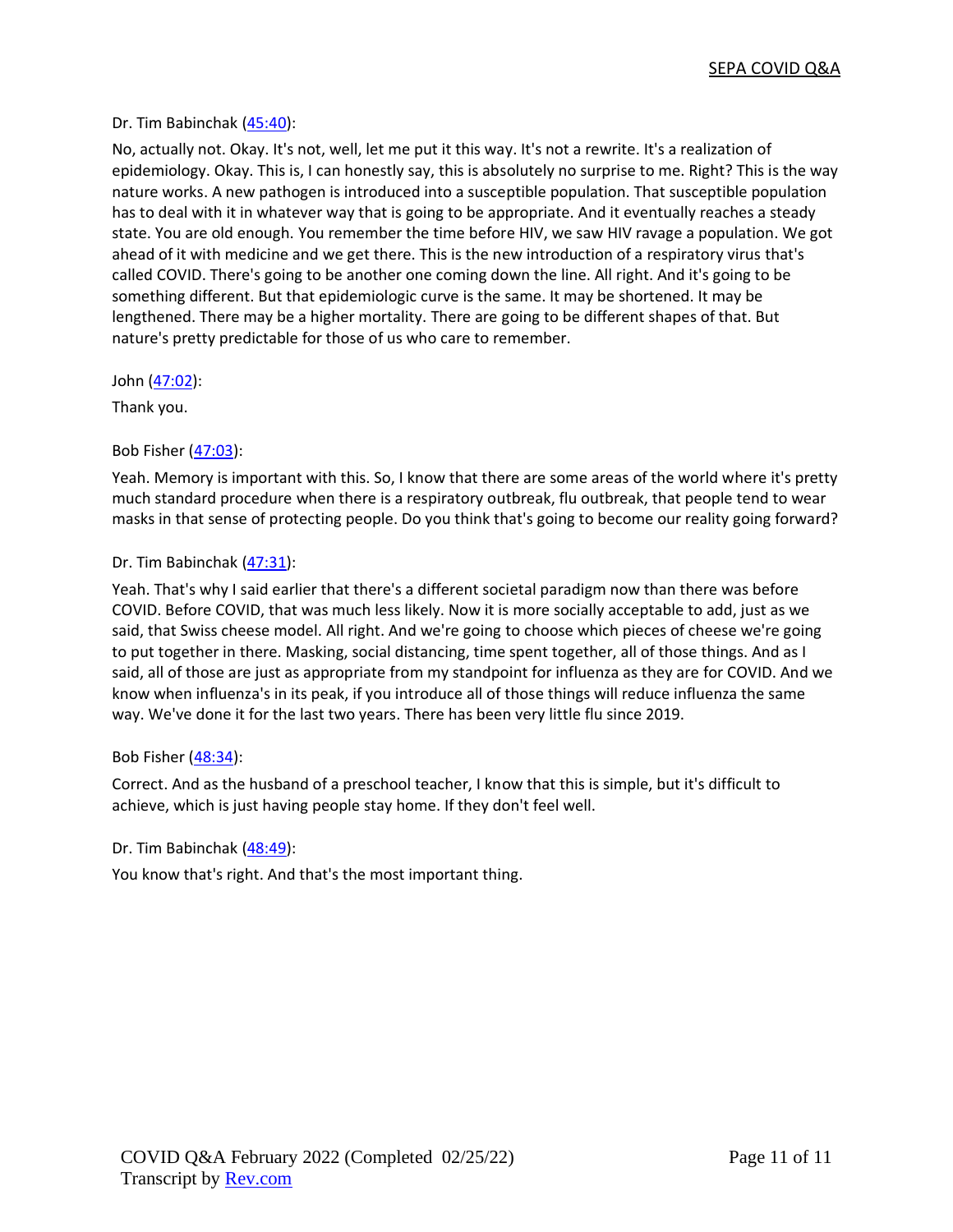Dr. Tim Babinchak ([45:40](https://www.rev.com/transcript-editor/Edit?token=&loc=&ts=2740.89)):

No, actually not. Okay. It's not, well, let me put it this way. It's not a rewrite. It's a realization of epidemiology. Okay. This is, I can honestly say, this is absolutely no surprise to me. Right? This is the way nature works. A new pathogen is introduced into a susceptible population. That susceptible population has to deal with it in whatever way that is going to be appropriate. And it eventually reaches a steady state. You are old enough. You remember the time before HIV, we saw HIV ravage a population. We got ahead of it with medicine and we get there. This is the new introduction of a respiratory virus that's called COVID. There's going to be another one coming down the line. All right. And it's going to be something different. But that epidemiologic curve is the same. It may be shortened. It may be lengthened. There may be a higher mortality. There are going to be different shapes of that. But nature's pretty predictable for those of us who care to remember.

John ([47:02](https://www.rev.com/transcript-editor/Edit?token=&loc=&ts=2822)):

Thank you.

Bob Fisher ([47:03](https://www.rev.com/transcript-editor/Edit?token=&loc=&ts=2823)):

Yeah. Memory is important with this. So, I know that there are some areas of the world where it's pretty much standard procedure when there is a respiratory outbreak, flu outbreak, that people tend to wear masks in that sense of protecting people. Do you think that's going to become our reality going forward?

Dr. Tim Babinchak ([47:31](https://www.rev.com/transcript-editor/Edit?token=&loc=&ts=2851)):

Yeah. That's why I said earlier that there's a different societal paradigm now than there was before COVID. Before COVID, that was much less likely. Now it is more socially acceptable to add, just as we said, that Swiss cheese model. All right. And we're going to choose which pieces of cheese we're going to put together in there. Masking, social distancing, time spent together, all of those things. And as I said, all of those are just as appropriate from my standpoint for influenza as they are for COVID. And we know when influenza's in its peak, if you introduce all of those things will reduce influenza the same way. We've done it for the last two years. There has been very little flu since 2019.

Bob Fisher ([48:34](https://www.rev.com/transcript-editor/Edit?token=&loc=&ts=2914)):

Correct. And as the husband of a preschool teacher, I know that this is simple, but it's difficult to achieve, which is just having people stay home. If they don't feel well.

Dr. Tim Babinchak ([48:49](https://www.rev.com/transcript-editor/Edit?token=&loc=&ts=2929)):

You know that's right. And that's the most important thing.